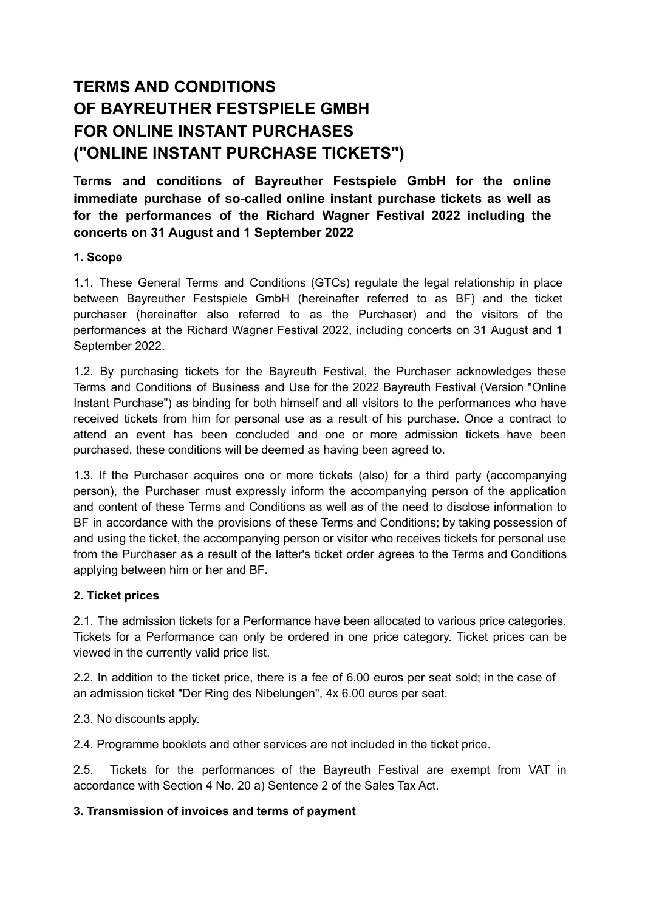# TERMS AND CONDITIONS OF BAYREUTHER FESTSPIELE GMBH FOR ONLINE INSTANT PURCHASES ("ONLINE INSTANT PURCHASE TICKETS")

**Terms and conditions of Bayreuther Festspiele GmbH for the online immediate purchase of so-called online instant purchase tickets as well as for the performances of the Richard Wagner Festival 2022 including the concerts on 31 August and 1 September 2022**

### 1. Scope

1.1. These General Terms and Conditions (GTCs) regulate the legal relationship in place between Bayreuther Festspiele GmbH (hereinafter referred to as BF) and the ticket purchaser (hereinafter also referred to as the Purchaser) and the visitors of the performances at the Richard Wagner Festival 2022, including concerts on 31 August and 1 September 2022.

1.2. By purchasing tickets for the Bayreuth Festival, the Purchaser acknowledges these Terms and Conditions of Business and Use for the 2022 Bayreuth Festival (Version "Online Instant Purchase") as binding for both himself and all visitors to the performances who have received tickets from him for personal use as a result of his purchase. Once a contract to attend an event has been concluded and one or more admission tickets have been purchased, these conditions will be deemed as having been agreed to.

1.3. If the Purchaser acquires one or more tickets (also) for a third party (accompanying person), the Purchaser must expressly inform the accompanying person of the application and content of these Terms and Conditions as well as of the need to disclose information to BF in accordance with the provisions of these Terms and Conditions; by taking possession of and using the ticket, the accompanying person or visitor who receives tickets for personal use from the Purchaser as a result of the latter's ticket order agrees to the Terms and Conditions applying between him or her and BF**.**

### 2. Ticket prices

2.1. The admission tickets for a Performance have been allocated to various price categories. Tickets for a Performance can only be ordered in one price category. Ticket prices can be viewed in the currently valid price list.

2.2. In addition to the ticket price, there is a fee of 6.00 euros per seat sold; in the case of an admission ticket "Der Ring des Nibelungen", 4x 6.00 euros per seat.

2.3. No discounts apply.

2.4. Programme booklets and other services are not included in the ticket price.

2.5. Tickets for the performances of the Bayreuth Festival are exempt from VAT in accordance with Section 4 No. 20 a) Sentence 2 of the Sales Tax Act.

### 3. Transmission of invoices and terms of payment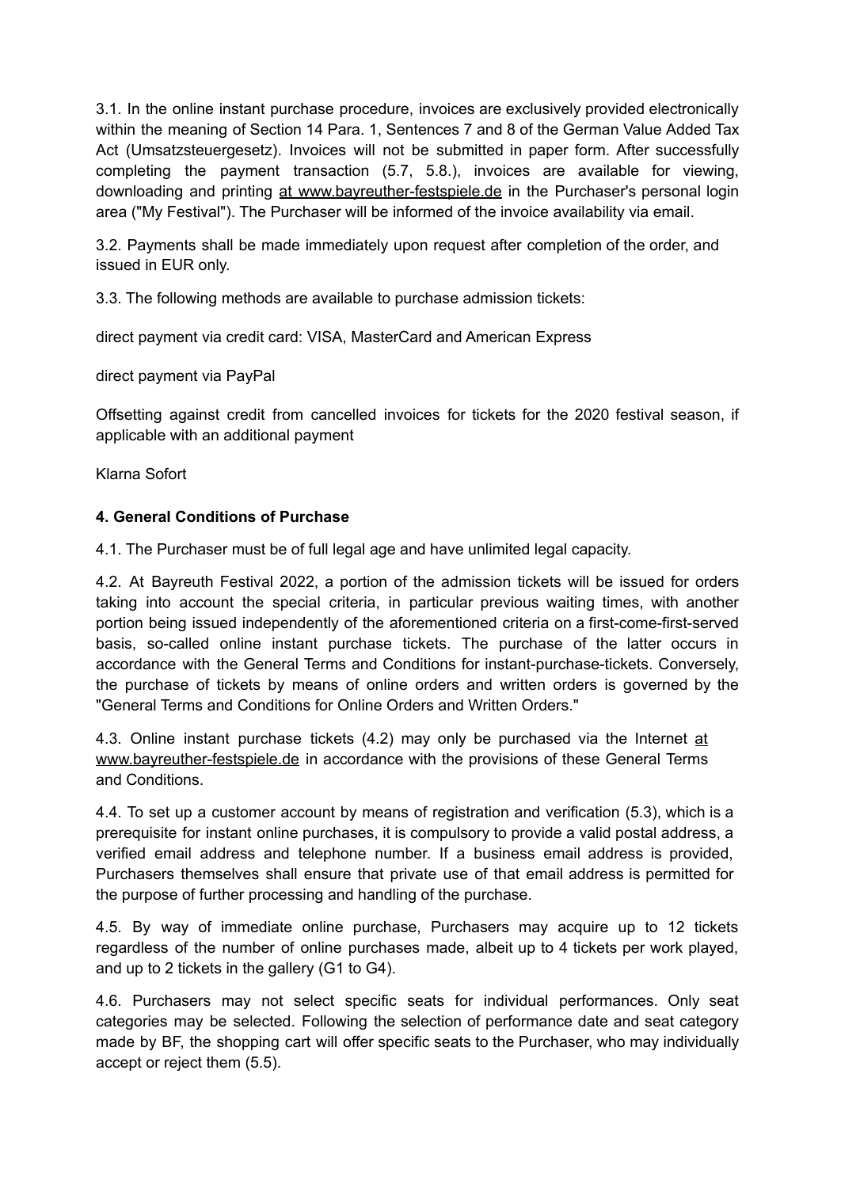3.1. In the online instant purchase procedure, invoices are exclusively provided electronically within the meaning of Section 14 Para. 1, Sentences 7 and 8 of the German Value Added Tax Act (Umsatzsteuergesetz). Invoices will not be submitted in paper form. After successfully completing the payment transaction (5.7, 5.8.), invoices are available for viewing, downloading and printing at www.bayreuther-festspiele.de in the Purchaser's personal login area ("My Festival"). The Purchaser will be informed of the invoice availability via email.

3.2. Payments shall be made immediately upon request after completion of the order, and issued in EUR only.

3.3. The following methods are available to purchase admission tickets:

direct payment via credit card: VISA, MasterCard and American Express

direct payment via PayPal

Offsetting against credit from cancelled invoices for tickets for the 2020 festival season, if applicable with an additional payment

Klarna Sofort

**4. General Conditions of Purchase**

4.1. The Purchaser must be of full legal age and have unlimited legal capacity.

4.2. At Bayreuth Festival 2022, a portion of the admission tickets will be issued for orders taking into account the special criteria, in particular previous waiting times, with another portion being issued independently of the aforementioned criteria on a first-come-first-served basis, so-called online instant purchase tickets. The purchase of the latter occurs in accordance with the General Terms and Conditions for instant-purchase-tickets. Conversely, the purchase of tickets by means of online orders and written orders is governed by the "General Terms and Conditions for Online Orders and Written Orders."

4.3. Online instant purchase tickets (4.2) may only be purchased via the Internet at www.bayreuther-festspiele.de in accordance with the provisions of these General Terms and Conditions.

4.4. To set up a customer account by means of registration and verification (5.3), which is a prerequisite for instant online purchases, it is compulsory to provide a valid postal address, a verified email address and telephone number. If a business email address is provided, Purchasers themselves shall ensure that private use of that email address is permitted for the purpose of further processing and handling of the purchase.

4.5. By way of immediate online purchase, Purchasers may acquire up to 12 tickets regardless of the number of online purchases made, albeit up to 4 tickets per work played, and up to 2 tickets in the gallery (G1 to G4).

4.6. Purchasers may not select specific seats for individual performances. Only seat categories may be selected. Following the selection of performance date and seat category made by BF, the shopping cart will offer specific seats to the Purchaser, who may individually accept or reject them (5.5).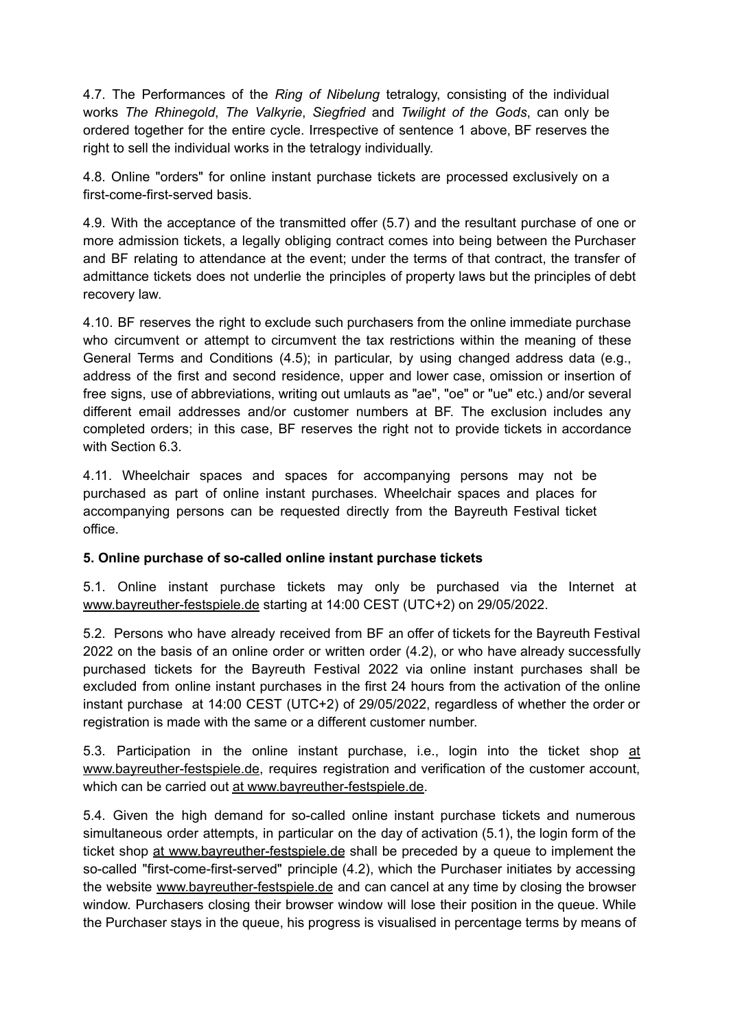4.7. The Performances of the *Ring of Nibelung* tetralogy, consisting of the individual works *The Rhinegold*, *The Valkyrie*, *Siegfried* and *Twilight of the Gods*, can only be ordered together for the entire cycle. Irrespective of sentence 1 above, BF reserves the right to sell the individual works in the tetralogy individually.

4.8. Online "orders" for online instant purchase tickets are processed exclusively on a first-come-first-served basis.

4.9. With the acceptance of the transmitted offer (5.7) and the resultant purchase of one or more admission tickets, a legally obliging contract comes into being between the Purchaser and BF relating to attendance at the event; under the terms of that contract, the transfer of admittance tickets does not underlie the principles of property laws but the principles of debt recovery law.

4.10. BF reserves the right to exclude such purchasers from the online immediate purchase who circumvent or attempt to circumvent the tax restrictions within the meaning of these General Terms and Conditions (4.5); in particular, by using changed address data (e.g., address of the first and second residence, upper and lower case, omission or insertion of free signs, use of abbreviations, writing out umlauts as "ae", "oe" or "ue" etc.) and/or several different email addresses and/or customer numbers at BF. The exclusion includes any completed orders; in this case, BF reserves the right not to provide tickets in accordance with Section 6.3.

4.11. Wheelchair spaces and spaces for accompanying persons may not be purchased as part of online instant purchases. Wheelchair spaces and places for accompanying persons can be requested directly from the Bayreuth Festival ticket office.

**5. Online purchase of so-called online instant purchase tickets**

5.1. Online instant purchase tickets may only be purchased via the Internet at www.bayreuther-festspiele.de starting at 14:00 CEST (UTC+2) on 29/05/2022.

5.2. Persons who have already received from BF an offer of tickets for the Bayreuth Festival 2022 on the basis of an online order or written order (4.2), or who have already successfully purchased tickets for the Bayreuth Festival 2022 via online instant purchases shall be excluded from online instant purchases in the first 24 hours from the activation of the online instant purchase at 14:00 CEST (UTC+2) of 29/05/2022, regardless of whether the order or registration is made with the same or a different customer number.

5.3. Participation in the online instant purchase, i.e., login into the ticket shop at www.bayreuther-festspiele.de, requires registration and verification of the customer account, which can be carried out at www.bayreuther-festspiele.de.

5.4. Given the high demand for so-called online instant purchase tickets and numerous simultaneous order attempts, in particular on the day of activation (5.1), the login form of the ticket shop at www.bayreuther-festspiele.de shall be preceded by a queue to implement the so-called "first-come-first-served" principle (4.2), which the Purchaser initiates by accessing the website www.bayreuther-festspiele.de and can cancel at any time by closing the browser window. Purchasers closing their browser window will lose their position in the queue. While the Purchaser stays in the queue, his progress is visualised in percentage terms by means of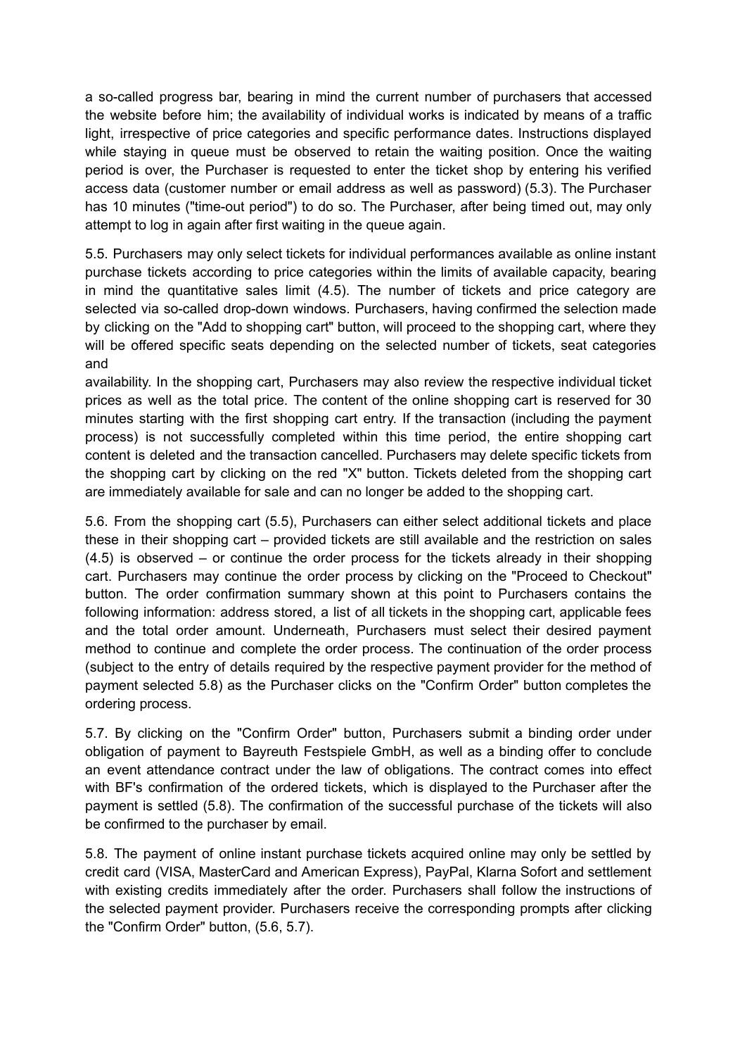a so-called progress bar, bearing in mind the current number of purchasers that accessed the website before him; the availability of individual works is indicated by means of a traffic light, irrespective of price categories and specific performance dates. Instructions displayed while staying in queue must be observed to retain the waiting position. Once the waiting period is over, the Purchaser is requested to enter the ticket shop by entering his verified access data (customer number or email address as well as password) (5.3). The Purchaser has 10 minutes ("time-out period") to do so. The Purchaser, after being timed out, may only attempt to log in again after first waiting in the queue again.

5.5. Purchasers may only select tickets for individual performances available as online instant purchase tickets according to price categories within the limits of available capacity, bearing in mind the quantitative sales limit (4.5). The number of tickets and price category are selected via so-called drop-down windows. Purchasers, having confirmed the selection made by clicking on the "Add to shopping cart" button, will proceed to the shopping cart, where they will be offered specific seats depending on the selected number of tickets, seat categories and availability. In the shopping cart, Purchasers may also review the respective individual ticket prices as well as the total price. The content of the online shopping cart is reserved for 30 minutes starting with the first shopping cart entry. If the transaction (including the payment process) is not successfully completed within this time period, the entire shopping cart content is deleted and the transaction cancelled. Purchasers may delete specific tickets from the shopping cart by clicking on the red "X" button. Tickets deleted from the shopping cart are immediately available for sale and can no longer be added to the shopping cart.

5.6. From the shopping cart (5.5), Purchasers can either select additional tickets and place these in their shopping cart – provided tickets are still available and the restriction on sales (4.5) is observed – or continue the order process for the tickets already in their shopping cart. Purchasers may continue the order process by clicking on the "Proceed to Checkout" button. The order confirmation summary shown at this point to Purchasers contains the following information: address stored, a list of all tickets in the shopping cart, applicable fees and the total order amount. Underneath, Purchasers must select their desired payment method to continue and complete the order process. The continuation of the order process (subject to the entry of details required by the respective payment provider for the method of payment selected 5.8) as the Purchaser clicks on the "Confirm Order" button completes the ordering process.

5.7. By clicking on the "Confirm Order" button, Purchasers submit a binding order under obligation of payment to Bayreuth Festspiele GmbH, as well as a binding offer to conclude an event attendance contract under the law of obligations. The contract comes into effect with BF's confirmation of the ordered tickets, which is displayed to the Purchaser after the payment is settled (5.8). The confirmation of the successful purchase of the tickets will also be confirmed to the purchaser by email.

5.8. The payment of online instant purchase tickets acquired online may only be settled by credit card (VISA, MasterCard and American Express), PayPal, Klarna Sofort and settlement with existing credits immediately after the order. Purchasers shall follow the instructions of the selected payment provider. Purchasers receive the corresponding prompts after clicking the "Confirm Order" button, (5.6, 5.7).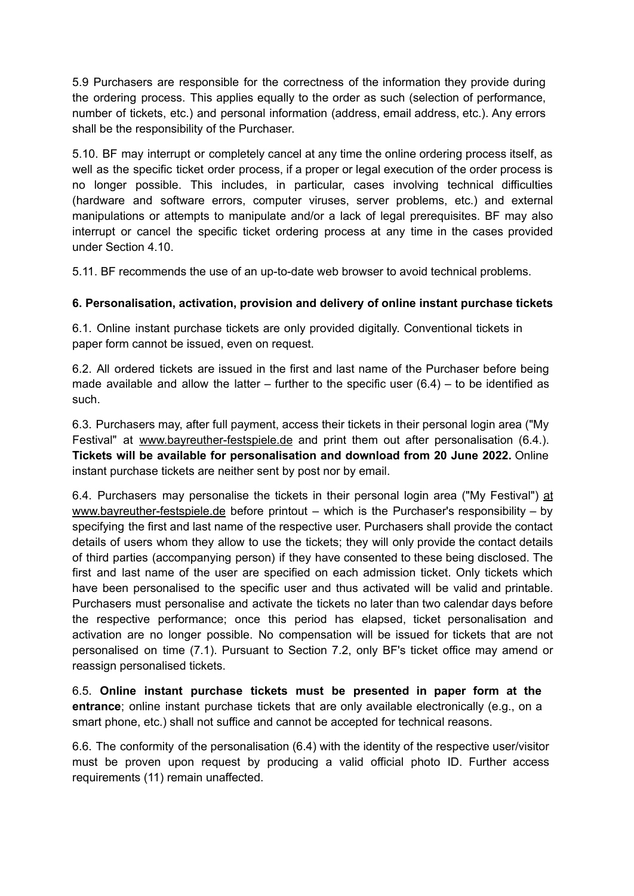5.9 Purchasers are responsible for the correctness of the information they provide during the ordering process. This applies equally to the order as such (selection of performance, number of tickets, etc.) and personal information (address, email address, etc.). Any errors shall be the responsibility of the Purchaser.

5.10. BF may interrupt or completely cancel at any time the online ordering process itself, as well as the specific ticket order process, if a proper or legal execution of the order process is no longer possible. This includes, in particular, cases involving technical difficulties (hardware and software errors, computer viruses, server problems, etc.) and external manipulations or attempts to manipulate and/or a lack of legal prerequisites. BF may also interrupt or cancel the specific ticket ordering process at any time in the cases provided under Section 4.10.

5.11. BF recommends the use of an up-to-date web browser to avoid technical problems.

**6. Personalisation, activation, provision and delivery of online instant purchase tickets**

6.1. Online instant purchase tickets are only provided digitally. Conventional tickets in paper form cannot be issued, even on request.

6.2. All ordered tickets are issued in the first and last name of the Purchaser before being made available and allow the latter – further to the specific user (6.4) – to be identified as such.

6.3. Purchasers may, after full payment, access their tickets in their personal login area ("My Festival" at www.bayreuther-festspiele.de and print them out after personalisation (6.4.). **Tickets will be available for personalisation and download from 20 June 2022.** Online instant purchase tickets are neither sent by post nor by email.

6.4. Purchasers may personalise the tickets in their personal login area ("My Festival") at www.bayreuther-festspiele.de before printout – which is the Purchaser's responsibility – by specifying the first and last name of the respective user. Purchasers shall provide the contact details of users whom they allow to use the tickets; they will only provide the contact details of third parties (accompanying person) if they have consented to these being disclosed. The first and last name of the user are specified on each admission ticket. Only tickets which have been personalised to the specific user and thus activated will be valid and printable. Purchasers must personalise and activate the tickets no later than two calendar days before the respective performance; once this period has elapsed, ticket personalisation and activation are no longer possible. No compensation will be issued for tickets that are not personalised on time (7.1). Pursuant to Section 7.2, only BF's ticket office may amend or reassign personalised tickets.

6.5. **Online instant purchase tickets must be presented in paper form at the entrance**; online instant purchase tickets that are only available electronically (e.g., on a smart phone, etc.) shall not suffice and cannot be accepted for technical reasons.

6.6. The conformity of the personalisation (6.4) with the identity of the respective user/visitor must be proven upon request by producing a valid official photo ID. Further access requirements (11) remain unaffected.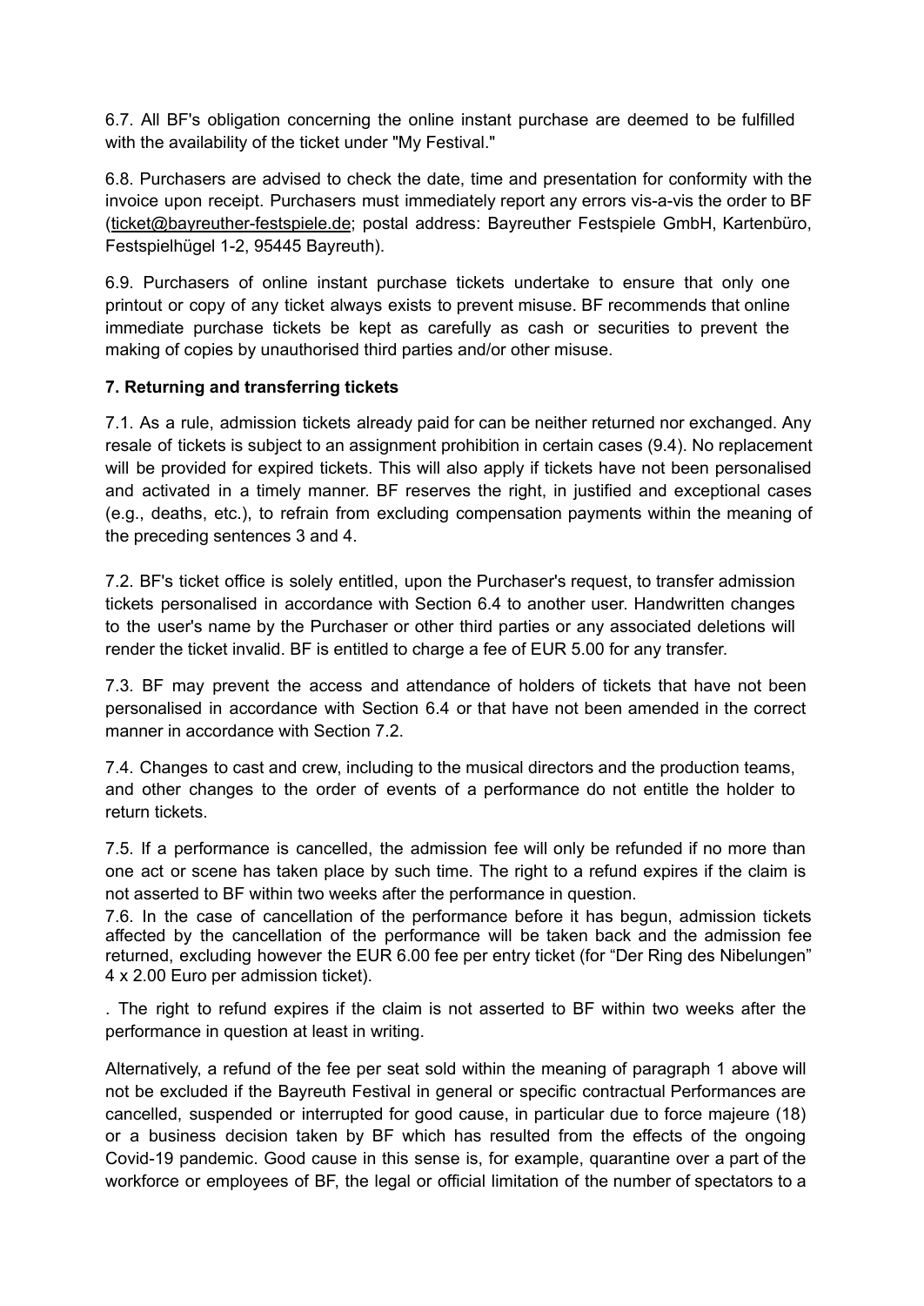6.7. All BF's obligation concerning the online instant purchase are deemed to be fulfilled with the availability of the ticket under "My Festival."

6.8. Purchasers are advised to check the date, time and presentation for conformity with the invoice upon receipt. Purchasers must immediately report any errors vis-a-vis the order to BF (ticket@bayreuther-festspiele.de; postal address: Bayreuther Festspiele GmbH, Kartenbüro, Festspielhügel 1-2, 95445 Bayreuth).

6.9. Purchasers of online instant purchase tickets undertake to ensure that only one printout or copy of any ticket always exists to prevent misuse. BF recommends that online immediate purchase tickets be kept as carefully as cash or securities to prevent the making of copies by unauthorised third parties and/or other misuse.

**7. Returning and transferring tickets**

7.1. As a rule, admission tickets already paid for can be neither returned nor exchanged. Any resale of tickets is subject to an assignment prohibition in certain cases (9.4). No replacement will be provided for expired tickets. This will also apply if tickets have not been personalised and activated in a timely manner. BF reserves the right, in justified and exceptional cases (e.g., deaths, etc.), to refrain from excluding compensation payments within the meaning of the preceding sentences 3 and 4.

7.2. BF's ticket office is solely entitled, upon the Purchaser's request, to transfer admission tickets personalised in accordance with Section 6.4 to another user. Handwritten changes to the user's name by the Purchaser or other third parties or any associated deletions will render the ticket invalid. BF is entitled to charge a fee of EUR 5.00 for any transfer.

7.3. BF may prevent the access and attendance of holders of tickets that have not been personalised in accordance with Section 6.4 or that have not been amended in the correct manner in accordance with Section 7.2.

7.4. Changes to cast and crew, including to the musical directors and the production teams, and other changes to the order of events of a performance do not entitle the holder to return tickets.

7.5. If a performance is cancelled, the admission fee will only be refunded if no more than one act or scene has taken place by such time. The right to a refund expires if the claim is not asserted to BF within two weeks after the performance in question.

7.6. In the case of cancellation of the performance before it has begun, admission tickets affected by the cancellation of the performance will be taken back and the admission fee returned, excluding however the EUR 6.00 fee per entry ticket (for "Der Ring des Nibelungen" 4 x 2.00 Euro per admission ticket).

. The right to refund expires if the claim is not asserted to BF within two weeks after the performance in question at least in writing.

Alternatively, a refund of the fee per seat sold within the meaning of paragraph 1 above will not be excluded if the Bayreuth Festival in general or specific contractual Performances are cancelled, suspended or interrupted for good cause, in particular due to force majeure (18) or a business decision taken by BF which has resulted from the effects of the ongoing Covid-19 pandemic. Good cause in this sense is, for example, quarantine over a part of the workforce or employees of BF, the legal or official limitation of the number of spectators to a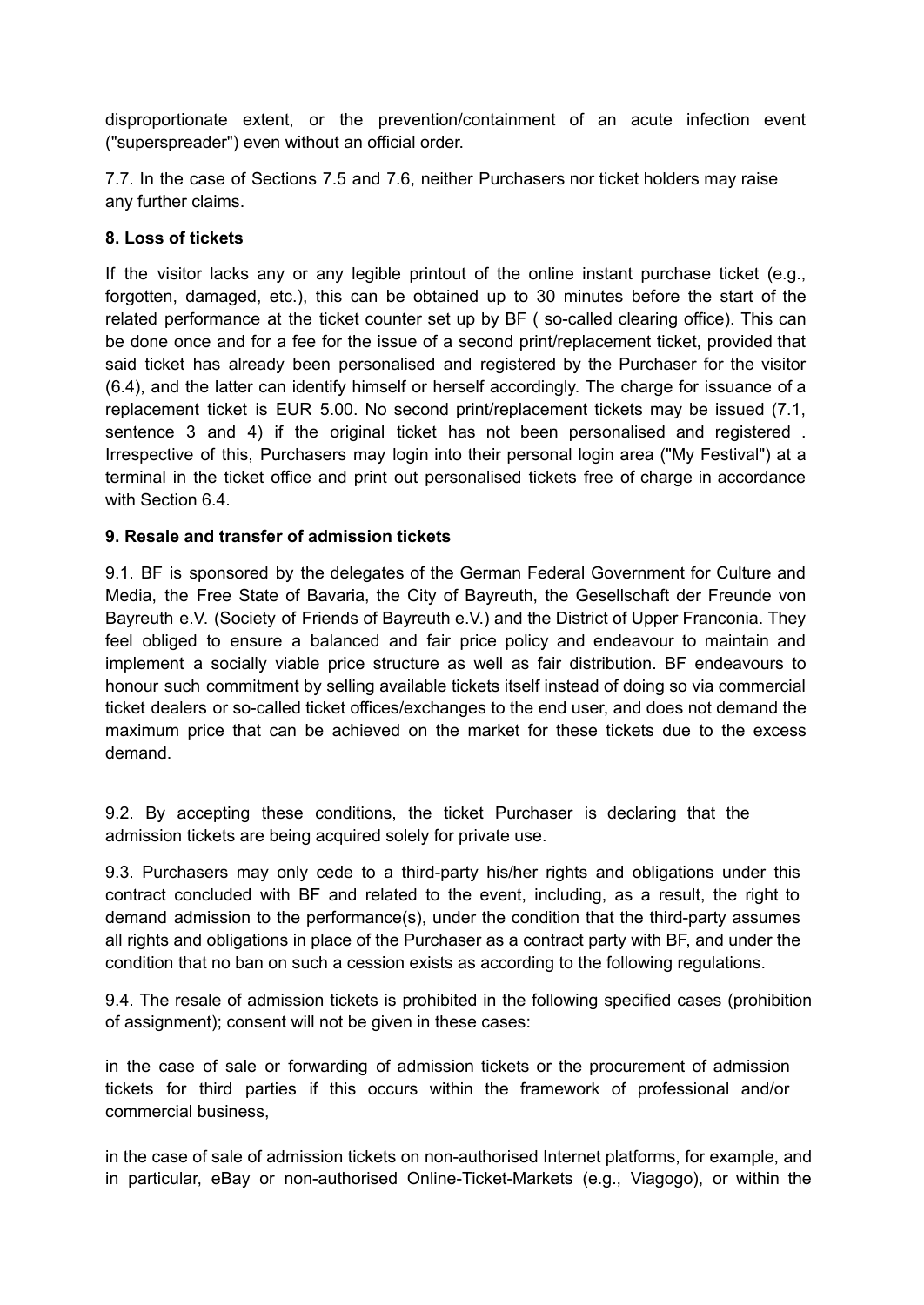disproportionate extent, or the prevention/containment of an acute infection event ("superspreader") even without an official order.

7.7. In the case of Sections 7.5 and 7.6, neither Purchasers nor ticket holders may raise any further claims.

**8. Loss of tickets**

If the visitor lacks any or any legible printout of the online instant purchase ticket (e.g., forgotten, damaged, etc.), this can be obtained up to 30 minutes before the start of the related performance at the ticket counter set up by BF ( so-called clearing office). This can be done once and for a fee for the issue of a second print/replacement ticket, provided that said ticket has already been personalised and registered by the Purchaser for the visitor (6.4), and the latter can identify himself or herself accordingly. The charge for issuance of a replacement ticket is EUR 5.00. No second print/replacement tickets may be issued (7.1, sentence 3 and 4) if the original ticket has not been personalised and registered . Irrespective of this, Purchasers may login into their personal login area ("My Festival") at a terminal in the ticket office and print out personalised tickets free of charge in accordance with Section 6.4.

**9. Resale and transfer of admission tickets**

9.1. BF is sponsored by the delegates of the German Federal Government for Culture and Media, the Free State of Bavaria, the City of Bayreuth, the Gesellschaft der Freunde von Bayreuth e.V. (Society of Friends of Bayreuth e.V.) and the District of Upper Franconia. They feel obliged to ensure a balanced and fair price policy and endeavour to maintain and implement a socially viable price structure as well as fair distribution. BF endeavours to honour such commitment by selling available tickets itself instead of doing so via commercial ticket dealers or so-called ticket offices/exchanges to the end user, and does not demand the maximum price that can be achieved on the market for these tickets due to the excess demand.

9.2. By accepting these conditions, the ticket Purchaser is declaring that the admission tickets are being acquired solely for private use.

9.3. Purchasers may only cede to a third-party his/her rights and obligations under this contract concluded with BF and related to the event, including, as a result, the right to demand admission to the performance(s), under the condition that the third-party assumes all rights and obligations in place of the Purchaser as a contract party with BF, and under the condition that no ban on such a cession exists as according to the following regulations.

9.4. The resale of admission tickets is prohibited in the following specified cases (prohibition of assignment); consent will not be given in these cases:

in the case of sale or forwarding of admission tickets or the procurement of admission tickets for third parties if this occurs within the framework of professional and/or commercial business,

in the case of sale of admission tickets on non-authorised Internet platforms, for example, and in particular, eBay or non-authorised Online-Ticket-Markets (e.g., Viagogo), or within the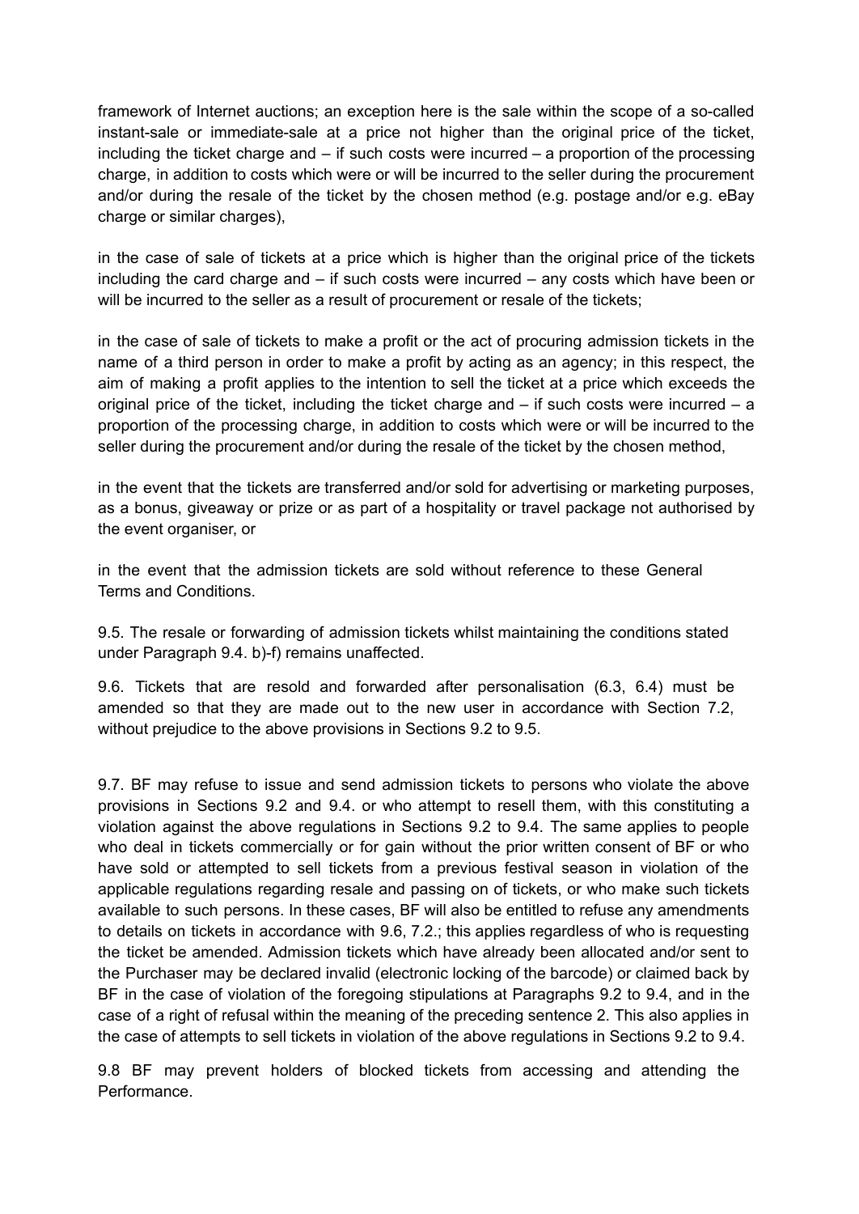framework of Internet auctions; an exception here is the sale within the scope of a so-called instant-sale or immediate-sale at a price not higher than the original price of the ticket, including the ticket charge and – if such costs were incurred – a proportion of the processing charge, in addition to costs which were or will be incurred to the seller during the procurement and/or during the resale of the ticket by the chosen method (e.g. postage and/or e.g. eBay charge or similar charges),

in the case of sale of tickets at a price which is higher than the original price of the tickets including the card charge and – if such costs were incurred – any costs which have been or will be incurred to the seller as a result of procurement or resale of the tickets;

in the case of sale of tickets to make a profit or the act of procuring admission tickets in the name of a third person in order to make a profit by acting as an agency; in this respect, the aim of making a profit applies to the intention to sell the ticket at a price which exceeds the original price of the ticket, including the ticket charge and – if such costs were incurred – a proportion of the processing charge, in addition to costs which were or will be incurred to the seller during the procurement and/or during the resale of the ticket by the chosen method,

in the event that the tickets are transferred and/or sold for advertising or marketing purposes, as a bonus, giveaway or prize or as part of a hospitality or travel package not authorised by the event organiser, or

in the event that the admission tickets are sold without reference to these General Terms and Conditions.

9.5. The resale or forwarding of admission tickets whilst maintaining the conditions stated under Paragraph 9.4. b)-f) remains unaffected.

9.6. Tickets that are resold and forwarded after personalisation (6.3, 6.4) must be amended so that they are made out to the new user in accordance with Section 7.2, without prejudice to the above provisions in Sections 9.2 to 9.5.

9.7. BF may refuse to issue and send admission tickets to persons who violate the above provisions in Sections 9.2 and 9.4. or who attempt to resell them, with this constituting a violation against the above regulations in Sections 9.2 to 9.4. The same applies to people who deal in tickets commercially or for gain without the prior written consent of BF or who have sold or attempted to sell tickets from a previous festival season in violation of the applicable regulations regarding resale and passing on of tickets, or who make such tickets available to such persons. In these cases, BF will also be entitled to refuse any amendments to details on tickets in accordance with 9.6, 7.2.; this applies regardless of who is requesting the ticket be amended. Admission tickets which have already been allocated and/or sent to the Purchaser may be declared invalid (electronic locking of the barcode) or claimed back by BF in the case of violation of the foregoing stipulations at Paragraphs 9.2 to 9.4, and in the case of a right of refusal within the meaning of the preceding sentence 2. This also applies in the case of attempts to sell tickets in violation of the above regulations in Sections 9.2 to 9.4.

9.8 BF may prevent holders of blocked tickets from accessing and attending the Performance.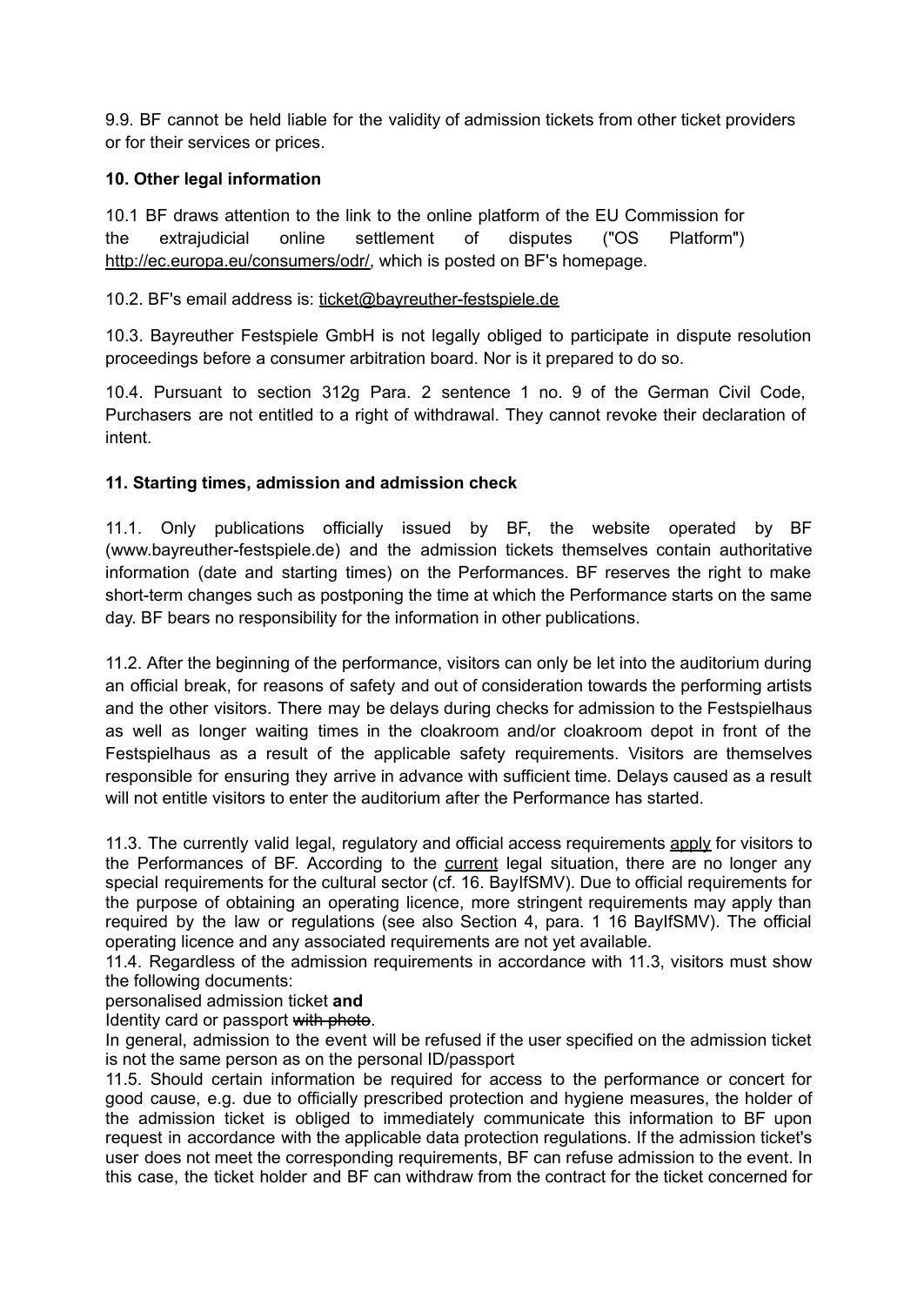9.9. BF cannot be held liable for the validity of admission tickets from other ticket providers or for their services or prices.

### 10. Other legal information

10.1 BF draws attention to the link to the online platform of the EU Commission for the extrajudicial online settlement of disputes ("OS Platform") http://ec.europa.eu/consumers/odr/, which is posted on BF's homepage.

10.2. BF's email address is: ticket@bayreuther-festspiele.de

10.3. Bayreuther Festspiele GmbH is not legally obliged to participate in dispute resolution proceedings before a consumer arbitration board. Nor is it prepared to do so.

10.4. Pursuant to section 312g Para. 2 sentence 1 no. 9 of the German Civil Code, Purchasers are not entitled to a right of withdrawal. They cannot revoke their declaration of intent.

### 11. Starting times, admission and admission check

11.1. Only publications officially issued by BF, the website operated by BF (www.bayreuther-festspiele.de) and the admission tickets themselves contain authoritative information (date and starting times) on the Performances. BF reserves the right to make short-term changes such as postponing the time at which the Performance starts on the same day. BF bears no responsibility for the information in other publications.

11.2. After the beginning of the performance, visitors can only be let into the auditorium during an official break, for reasons of safety and out of consideration towards the performing artists and the other visitors. There may be delays during checks for admission to the Festspielhaus as well as longer waiting times in the cloakroom and/or cloakroom depot in front of the Festspielhaus as a result of the applicable safety requirements. Visitors are themselves responsible for ensuring they arrive in advance with sufficient time. Delays caused as a result will not entitle visitors to enter the auditorium after the Performance has started.

11.3. The currently valid legal, regulatory and official access requirements apply for visitors to the Performances of BF. According to the current legal situation, there are no longer any special requirements for the cultural sector (cf. 16. BayIfSMV). Due to official requirements for the purpose of obtaining an operating licence, more stringent requirements may apply than required by the law or regulations (see also Section 4, para. 1 16 BayIfSMV). The official operating licence and any associated requirements are not yet available.

11.4. Regardless of the admission requirements in accordance with 11.3, visitors must show the following documents:

personalised admission ticket **and**

Identity card or passport ~~with photo~~.

In general, admission to the event will be refused if the user specified on the admission ticket is not the same person as on the personal ID/passport

11.5. Should certain information be required for access to the performance or concert for good cause, e.g. due to officially prescribed protection and hygiene measures, the holder of the admission ticket is obliged to immediately communicate this information to BF upon request in accordance with the applicable data protection regulations. If the admission ticket's user does not meet the corresponding requirements, BF can refuse admission to the event. In this case, the ticket holder and BF can withdraw from the contract for the ticket concerned for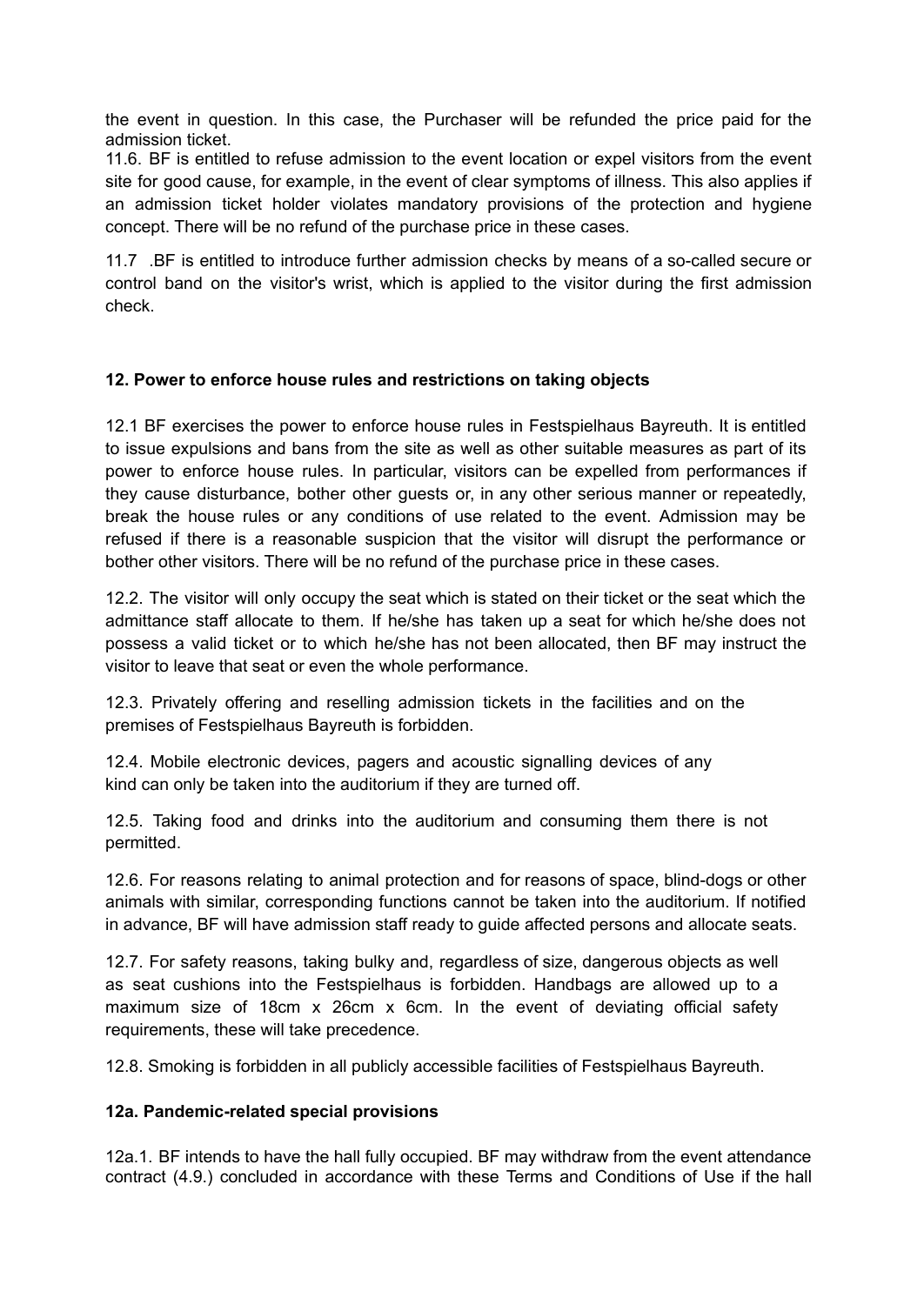the event in question. In this case, the Purchaser will be refunded the price paid for the admission ticket.

11.6. BF is entitled to refuse admission to the event location or expel visitors from the event site for good cause, for example, in the event of clear symptoms of illness. This also applies if an admission ticket holder violates mandatory provisions of the protection and hygiene concept. There will be no refund of the purchase price in these cases.

11.7 .BF is entitled to introduce further admission checks by means of a so-called secure or control band on the visitor's wrist, which is applied to the visitor during the first admission check.

### 12. Power to enforce house rules and restrictions on taking objects

12.1 BF exercises the power to enforce house rules in Festspielhaus Bayreuth. It is entitled to issue expulsions and bans from the site as well as other suitable measures as part of its power to enforce house rules. In particular, visitors can be expelled from performances if they cause disturbance, bother other guests or, in any other serious manner or repeatedly, break the house rules or any conditions of use related to the event. Admission may be refused if there is a reasonable suspicion that the visitor will disrupt the performance or bother other visitors. There will be no refund of the purchase price in these cases.

12.2. The visitor will only occupy the seat which is stated on their ticket or the seat which the admittance staff allocate to them. If he/she has taken up a seat for which he/she does not possess a valid ticket or to which he/she has not been allocated, then BF may instruct the visitor to leave that seat or even the whole performance.

12.3. Privately offering and reselling admission tickets in the facilities and on the premises of Festspielhaus Bayreuth is forbidden.

12.4. Mobile electronic devices, pagers and acoustic signalling devices of any kind can only be taken into the auditorium if they are turned off.

12.5. Taking food and drinks into the auditorium and consuming them there is not permitted.

12.6. For reasons relating to animal protection and for reasons of space, blind-dogs or other animals with similar, corresponding functions cannot be taken into the auditorium. If notified in advance, BF will have admission staff ready to guide affected persons and allocate seats.

12.7. For safety reasons, taking bulky and, regardless of size, dangerous objects as well as seat cushions into the Festspielhaus is forbidden. Handbags are allowed up to a maximum size of 18cm x 26cm x 6cm. In the event of deviating official safety requirements, these will take precedence.

12.8. Smoking is forbidden in all publicly accessible facilities of Festspielhaus Bayreuth.

### 12a. Pandemic-related special provisions

12a.1. BF intends to have the hall fully occupied. BF may withdraw from the event attendance contract (4.9.) concluded in accordance with these Terms and Conditions of Use if the hall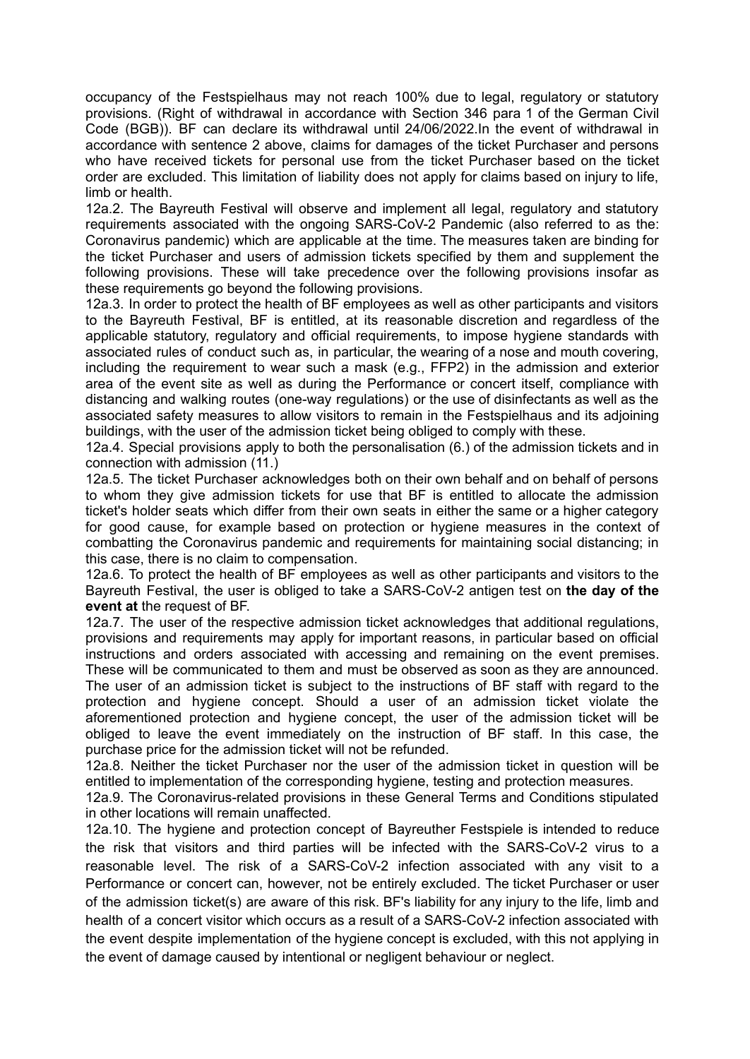occupancy of the Festspielhaus may not reach 100% due to legal, regulatory or statutory provisions. (Right of withdrawal in accordance with Section 346 para 1 of the German Civil Code (BGB)). BF can declare its withdrawal until 24/06/2022.In the event of withdrawal in accordance with sentence 2 above, claims for damages of the ticket Purchaser and persons who have received tickets for personal use from the ticket Purchaser based on the ticket order are excluded. This limitation of liability does not apply for claims based on injury to life, limb or health.

12a.2. The Bayreuth Festival will observe and implement all legal, regulatory and statutory requirements associated with the ongoing SARS-CoV-2 Pandemic (also referred to as the: Coronavirus pandemic) which are applicable at the time. The measures taken are binding for the ticket Purchaser and users of admission tickets specified by them and supplement the following provisions. These will take precedence over the following provisions insofar as these requirements go beyond the following provisions.

12a.3. In order to protect the health of BF employees as well as other participants and visitors to the Bayreuth Festival, BF is entitled, at its reasonable discretion and regardless of the applicable statutory, regulatory and official requirements, to impose hygiene standards with associated rules of conduct such as, in particular, the wearing of a nose and mouth covering, including the requirement to wear such a mask (e.g., FFP2) in the admission and exterior area of the event site as well as during the Performance or concert itself, compliance with distancing and walking routes (one-way regulations) or the use of disinfectants as well as the associated safety measures to allow visitors to remain in the Festspielhaus and its adjoining buildings, with the user of the admission ticket being obliged to comply with these.

12a.4. Special provisions apply to both the personalisation (6.) of the admission tickets and in connection with admission (11.)

12a.5. The ticket Purchaser acknowledges both on their own behalf and on behalf of persons to whom they give admission tickets for use that BF is entitled to allocate the admission ticket's holder seats which differ from their own seats in either the same or a higher category for good cause, for example based on protection or hygiene measures in the context of combatting the Coronavirus pandemic and requirements for maintaining social distancing; in this case, there is no claim to compensation.

12a.6. To protect the health of BF employees as well as other participants and visitors to the Bayreuth Festival, the user is obliged to take a SARS-CoV-2 antigen test on **the day of the event at** the request of BF.

12a.7. The user of the respective admission ticket acknowledges that additional regulations, provisions and requirements may apply for important reasons, in particular based on official instructions and orders associated with accessing and remaining on the event premises. These will be communicated to them and must be observed as soon as they are announced. The user of an admission ticket is subject to the instructions of BF staff with regard to the protection and hygiene concept. Should a user of an admission ticket violate the aforementioned protection and hygiene concept, the user of the admission ticket will be obliged to leave the event immediately on the instruction of BF staff. In this case, the purchase price for the admission ticket will not be refunded.

12a.8. Neither the ticket Purchaser nor the user of the admission ticket in question will be entitled to implementation of the corresponding hygiene, testing and protection measures.

12a.9. The Coronavirus-related provisions in these General Terms and Conditions stipulated in other locations will remain unaffected.

12a.10. The hygiene and protection concept of Bayreuther Festspiele is intended to reduce the risk that visitors and third parties will be infected with the SARS-CoV-2 virus to a reasonable level. The risk of a SARS-CoV-2 infection associated with any visit to a Performance or concert can, however, not be entirely excluded. The ticket Purchaser or user of the admission ticket(s) are aware of this risk. BF's liability for any injury to the life, limb and health of a concert visitor which occurs as a result of a SARS-CoV-2 infection associated with the event despite implementation of the hygiene concept is excluded, with this not applying in the event of damage caused by intentional or negligent behaviour or neglect.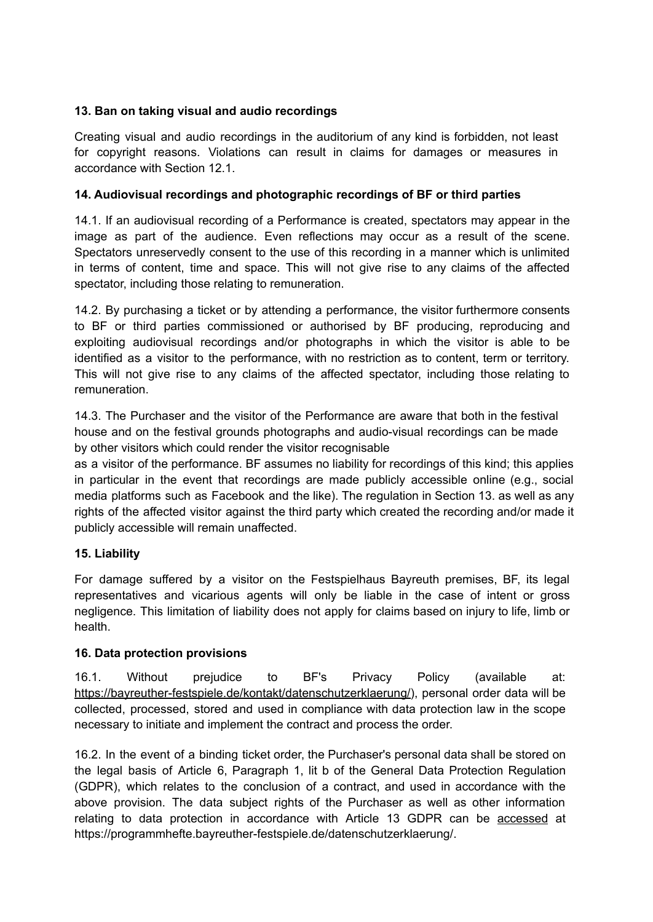**13. Ban on taking visual and audio recordings**

Creating visual and audio recordings in the auditorium of any kind is forbidden, not least for copyright reasons. Violations can result in claims for damages or measures in accordance with Section 12.1.

**14. Audiovisual recordings and photographic recordings of BF or third parties**

14.1. If an audiovisual recording of a Performance is created, spectators may appear in the image as part of the audience. Even reflections may occur as a result of the scene. Spectators unreservedly consent to the use of this recording in a manner which is unlimited in terms of content, time and space. This will not give rise to any claims of the affected spectator, including those relating to remuneration.

14.2. By purchasing a ticket or by attending a performance, the visitor furthermore consents to BF or third parties commissioned or authorised by BF producing, reproducing and exploiting audiovisual recordings and/or photographs in which the visitor is able to be identified as a visitor to the performance, with no restriction as to content, term or territory. This will not give rise to any claims of the affected spectator, including those relating to remuneration.

14.3. The Purchaser and the visitor of the Performance are aware that both in the festival house and on the festival grounds photographs and audio-visual recordings can be made by other visitors which could render the visitor recognisable as a visitor of the performance. BF assumes no liability for recordings of this kind; this applies in particular in the event that recordings are made publicly accessible online (e.g., social media platforms such as Facebook and the like). The regulation in Section 13. as well as any rights of the affected visitor against the third party which created the recording and/or made it publicly accessible will remain unaffected.

**15. Liability**

For damage suffered by a visitor on the Festspielhaus Bayreuth premises, BF, its legal representatives and vicarious agents will only be liable in the case of intent or gross negligence. This limitation of liability does not apply for claims based on injury to life, limb or health.

**16. Data protection provisions**

16.1. Without prejudice to BF's Privacy Policy (available at: https://bayreuther-festspiele.de/kontakt/datenschutzerklaerung/), personal order data will be collected, processed, stored and used in compliance with data protection law in the scope necessary to initiate and implement the contract and process the order.

16.2. In the event of a binding ticket order, the Purchaser's personal data shall be stored on the legal basis of Article 6, Paragraph 1, lit b of the General Data Protection Regulation (GDPR), which relates to the conclusion of a contract, and used in accordance with the above provision. The data subject rights of the Purchaser as well as other information relating to data protection in accordance with Article 13 GDPR can be accessed at https://programmhefte.bayreuther-festspiele.de/datenschutzerklaerung/.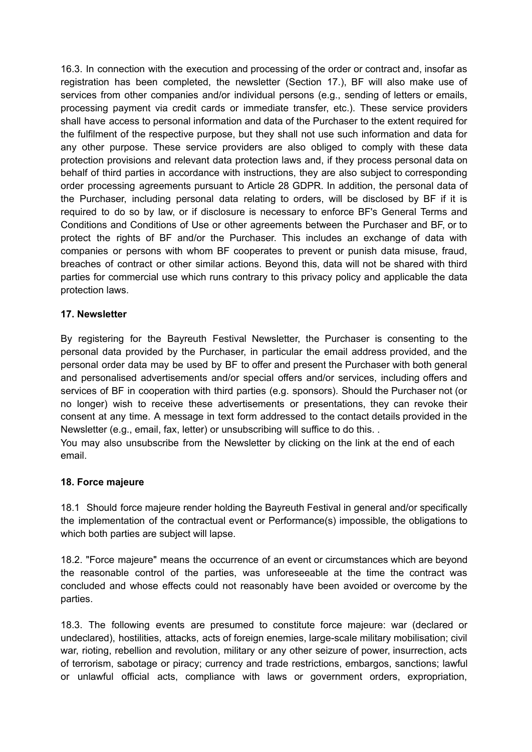16.3. In connection with the execution and processing of the order or contract and, insofar as registration has been completed, the newsletter (Section 17.), BF will also make use of services from other companies and/or individual persons (e.g., sending of letters or emails, processing payment via credit cards or immediate transfer, etc.). These service providers shall have access to personal information and data of the Purchaser to the extent required for the fulfilment of the respective purpose, but they shall not use such information and data for any other purpose. These service providers are also obliged to comply with these data protection provisions and relevant data protection laws and, if they process personal data on behalf of third parties in accordance with instructions, they are also subject to corresponding order processing agreements pursuant to Article 28 GDPR. In addition, the personal data of the Purchaser, including personal data relating to orders, will be disclosed by BF if it is required to do so by law, or if disclosure is necessary to enforce BF's General Terms and Conditions and Conditions of Use or other agreements between the Purchaser and BF, or to protect the rights of BF and/or the Purchaser. This includes an exchange of data with companies or persons with whom BF cooperates to prevent or punish data misuse, fraud, breaches of contract or other similar actions. Beyond this, data will not be shared with third parties for commercial use which runs contrary to this privacy policy and applicable the data protection laws.

**17. Newsletter**

By registering for the Bayreuth Festival Newsletter, the Purchaser is consenting to the personal data provided by the Purchaser, in particular the email address provided, and the personal order data may be used by BF to offer and present the Purchaser with both general and personalised advertisements and/or special offers and/or services, including offers and services of BF in cooperation with third parties (e.g. sponsors). Should the Purchaser not (or no longer) wish to receive these advertisements or presentations, they can revoke their consent at any time. A message in text form addressed to the contact details provided in the Newsletter (e.g., email, fax, letter) or unsubscribing will suffice to do this. .
You may also unsubscribe from the Newsletter by clicking on the link at the end of each email.

**18. Force majeure**

18.1 Should force majeure render holding the Bayreuth Festival in general and/or specifically the implementation of the contractual event or Performance(s) impossible, the obligations to which both parties are subject will lapse.

18.2. "Force majeure" means the occurrence of an event or circumstances which are beyond the reasonable control of the parties, was unforeseeable at the time the contract was concluded and whose effects could not reasonably have been avoided or overcome by the parties.

18.3. The following events are presumed to constitute force majeure: war (declared or undeclared), hostilities, attacks, acts of foreign enemies, large-scale military mobilisation; civil war, rioting, rebellion and revolution, military or any other seizure of power, insurrection, acts of terrorism, sabotage or piracy; currency and trade restrictions, embargos, sanctions; lawful or unlawful official acts, compliance with laws or government orders, expropriation,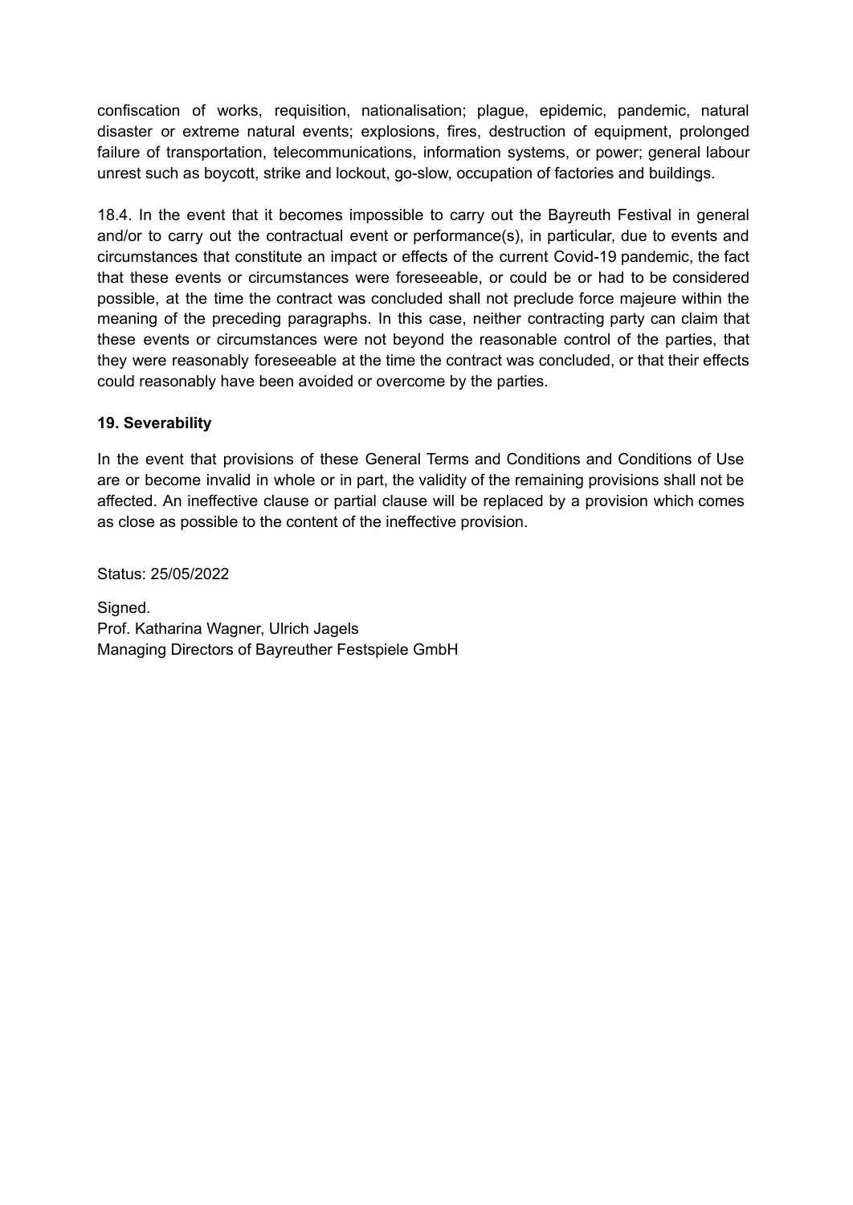confiscation of works, requisition, nationalisation; plague, epidemic, pandemic, natural disaster or extreme natural events; explosions, fires, destruction of equipment, prolonged failure of transportation, telecommunications, information systems, or power; general labour unrest such as boycott, strike and lockout, go-slow, occupation of factories and buildings.

18.4. In the event that it becomes impossible to carry out the Bayreuth Festival in general and/or to carry out the contractual event or performance(s), in particular, due to events and circumstances that constitute an impact or effects of the current Covid-19 pandemic, the fact that these events or circumstances were foreseeable, or could be or had to be considered possible, at the time the contract was concluded shall not preclude force majeure within the meaning of the preceding paragraphs. In this case, neither contracting party can claim that these events or circumstances were not beyond the reasonable control of the parties, that they were reasonably foreseeable at the time the contract was concluded, or that their effects could reasonably have been avoided or overcome by the parties.

**19. Severability**

In the event that provisions of these General Terms and Conditions and Conditions of Use are or become invalid in whole or in part, the validity of the remaining provisions shall not be affected. An ineffective clause or partial clause will be replaced by a provision which comes as close as possible to the content of the ineffective provision.

Status: 25/05/2022

Signed.
Prof. Katharina Wagner, Ulrich Jagels
Managing Directors of Bayreuther Festspiele GmbH